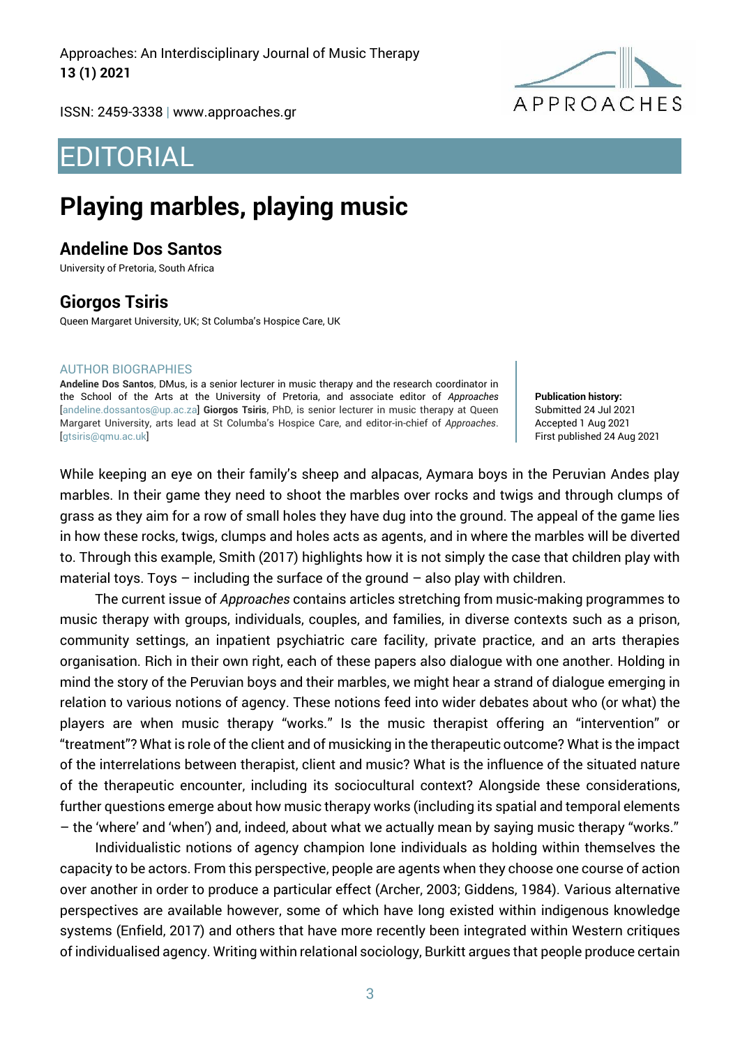Approaches: An Interdisciplinary Journal of Music Therapy
**13 (1) 2021**

ISSN: 2459-3338 | www.approaches.gr

# EDITORIAL

## Playing marbles, playing music

### Andeline Dos Santos

University of Pretoria, South Africa

### Giorgos Tsiris

Queen Margaret University, UK; St Columba's Hospice Care, UK

AUTHOR BIOGRAPHIES

**Andeline Dos Santos**, DMus, is a senior lecturer in music therapy and the research coordinator in the School of the Arts at the University of Pretoria, and associate editor of *Approaches* [andeline.dossantos@up.ac.za] **Giorgos Tsiris**, PhD, is senior lecturer in music therapy at Queen Margaret University, arts lead at St Columba's Hospice Care, and editor-in-chief of *Approaches*. [gtsiris@qmu.ac.uk]

**Publication history:**
Submitted 24 Jul 2021
Accepted 1 Aug 2021
First published 24 Aug 2021

While keeping an eye on their family's sheep and alpacas, Aymara boys in the Peruvian Andes play marbles. In their game they need to shoot the marbles over rocks and twigs and through clumps of grass as they aim for a row of small holes they have dug into the ground. The appeal of the game lies in how these rocks, twigs, clumps and holes acts as agents, and in where the marbles will be diverted to. Through this example, Smith (2017) highlights how it is not simply the case that children play with material toys. Toys – including the surface of the ground – also play with children.

The current issue of *Approaches* contains articles stretching from music-making programmes to music therapy with groups, individuals, couples, and families, in diverse contexts such as a prison, community settings, an inpatient psychiatric care facility, private practice, and an arts therapies organisation. Rich in their own right, each of these papers also dialogue with one another. Holding in mind the story of the Peruvian boys and their marbles, we might hear a strand of dialogue emerging in relation to various notions of agency. These notions feed into wider debates about who (or what) the players are when music therapy "works." Is the music therapist offering an "intervention" or "treatment"? What is role of the client and of musicking in the therapeutic outcome? What is the impact of the interrelations between therapist, client and music? What is the influence of the situated nature of the therapeutic encounter, including its sociocultural context? Alongside these considerations, further questions emerge about how music therapy works (including its spatial and temporal elements – the 'where' and 'when') and, indeed, about what we actually mean by saying music therapy "works."

Individualistic notions of agency champion lone individuals as holding within themselves the capacity to be actors. From this perspective, people are agents when they choose one course of action over another in order to produce a particular effect (Archer, 2003; Giddens, 1984). Various alternative perspectives are available however, some of which have long existed within indigenous knowledge systems (Enfield, 2017) and others that have more recently been integrated within Western critiques of individualised agency. Writing within relational sociology, Burkitt argues that people produce certain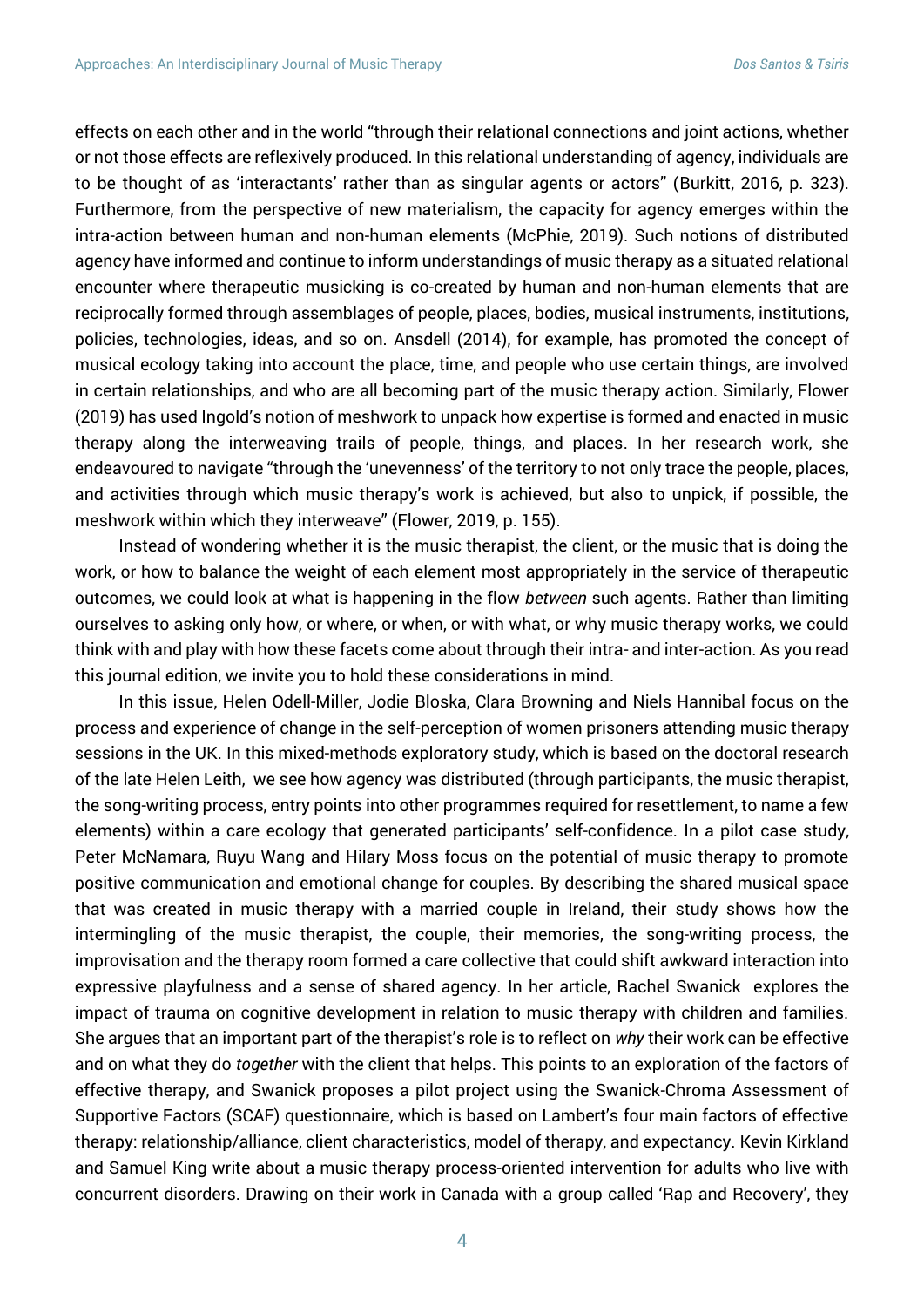effects on each other and in the world "through their relational connections and joint actions, whether or not those effects are reflexively produced. In this relational understanding of agency, individuals are to be thought of as 'interactants' rather than as singular agents or actors" (Burkitt, 2016, p. 323). Furthermore, from the perspective of new materialism, the capacity for agency emerges within the intra-action between human and non-human elements (McPhie, 2019). Such notions of distributed agency have informed and continue to inform understandings of music therapy as a situated relational encounter where therapeutic musicking is co-created by human and non-human elements that are reciprocally formed through assemblages of people, places, bodies, musical instruments, institutions, policies, technologies, ideas, and so on. Ansdell (2014), for example, has promoted the concept of musical ecology taking into account the place, time, and people who use certain things, are involved in certain relationships, and who are all becoming part of the music therapy action. Similarly, Flower (2019) has used Ingold's notion of meshwork to unpack how expertise is formed and enacted in music therapy along the interweaving trails of people, things, and places. In her research work, she endeavoured to navigate "through the 'unevenness' of the territory to not only trace the people, places, and activities through which music therapy's work is achieved, but also to unpick, if possible, the meshwork within which they interweave" (Flower, 2019, p. 155).

Instead of wondering whether it is the music therapist, the client, or the music that is doing the work, or how to balance the weight of each element most appropriately in the service of therapeutic outcomes, we could look at what is happening in the flow *between* such agents. Rather than limiting ourselves to asking only how, or where, or when, or with what, or why music therapy works, we could think with and play with how these facets come about through their intra- and inter-action. As you read this journal edition, we invite you to hold these considerations in mind.

In this issue, Helen Odell-Miller, Jodie Bloska, Clara Browning and Niels Hannibal focus on the process and experience of change in the self-perception of women prisoners attending music therapy sessions in the UK. In this mixed-methods exploratory study, which is based on the doctoral research of the late Helen Leith, we see how agency was distributed (through participants, the music therapist, the song-writing process, entry points into other programmes required for resettlement, to name a few elements) within a care ecology that generated participants' self-confidence. In a pilot case study, Peter McNamara, Ruyu Wang and Hilary Moss focus on the potential of music therapy to promote positive communication and emotional change for couples. By describing the shared musical space that was created in music therapy with a married couple in Ireland, their study shows how the intermingling of the music therapist, the couple, their memories, the song-writing process, the improvisation and the therapy room formed a care collective that could shift awkward interaction into expressive playfulness and a sense of shared agency. In her article, Rachel Swanick explores the impact of trauma on cognitive development in relation to music therapy with children and families. She argues that an important part of the therapist's role is to reflect on *why* their work can be effective and on what they do *together* with the client that helps. This points to an exploration of the factors of effective therapy, and Swanick proposes a pilot project using the Swanick-Chroma Assessment of Supportive Factors (SCAF) questionnaire, which is based on Lambert's four main factors of effective therapy: relationship/alliance, client characteristics, model of therapy, and expectancy. Kevin Kirkland and Samuel King write about a music therapy process-oriented intervention for adults who live with concurrent disorders. Drawing on their work in Canada with a group called 'Rap and Recovery', they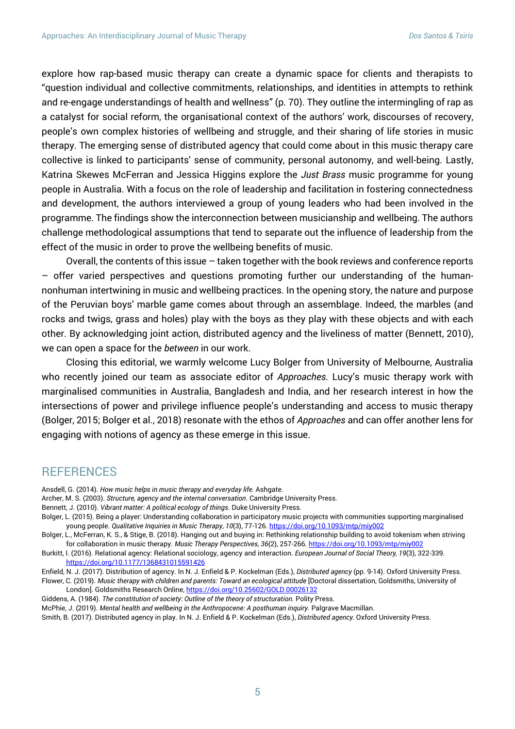explore how rap-based music therapy can create a dynamic space for clients and therapists to "question individual and collective commitments, relationships, and identities in attempts to rethink and re-engage understandings of health and wellness" (p. 70). They outline the intermingling of rap as a catalyst for social reform, the organisational context of the authors' work, discourses of recovery, people's own complex histories of wellbeing and struggle, and their sharing of life stories in music therapy. The emerging sense of distributed agency that could come about in this music therapy care collective is linked to participants' sense of community, personal autonomy, and well-being. Lastly, Katrina Skewes McFerran and Jessica Higgins explore the *Just Brass* music programme for young people in Australia. With a focus on the role of leadership and facilitation in fostering connectedness and development, the authors interviewed a group of young leaders who had been involved in the programme. The findings show the interconnection between musicianship and wellbeing. The authors challenge methodological assumptions that tend to separate out the influence of leadership from the effect of the music in order to prove the wellbeing benefits of music.

Overall, the contents of this issue – taken together with the book reviews and conference reports – offer varied perspectives and questions promoting further our understanding of the human-nonhuman intertwining in music and wellbeing practices. In the opening story, the nature and purpose of the Peruvian boys' marble game comes about through an assemblage. Indeed, the marbles (and rocks and twigs, grass and holes) play with the boys as they play with these objects and with each other. By acknowledging joint action, distributed agency and the liveliness of matter (Bennett, 2010), we can open a space for the *between* in our work.

Closing this editorial, we warmly welcome Lucy Bolger from University of Melbourne, Australia who recently joined our team as associate editor of *Approaches*. Lucy's music therapy work with marginalised communities in Australia, Bangladesh and India, and her research interest in how the intersections of power and privilege influence people's understanding and access to music therapy (Bolger, 2015; Bolger et al., 2018) resonate with the ethos of *Approaches* and can offer another lens for engaging with notions of agency as these emerge in this issue.

## REFERENCES

Ansdell, G. (2014). *How music helps in music therapy and everyday life.* Ashgate.

Archer, M. S. (2003). *Structure, agency and the internal conversation*. Cambridge University Press.

Bennett, J. (2010). *Vibrant matter: A political ecology of things*. Duke University Press.

Bolger, L. (2015). Being a player: Understanding collaboration in participatory music projects with communities supporting marginalised young people. *Qualitative Inquiries in Music Therapy*, *10*(3), 77-126. https://doi.org/10.1093/mtp/miy002

Bolger, L., McFerran, K. S., & Stige, B. (2018). Hanging out and buying in: Rethinking relationship building to avoid tokenism when striving for collaboration in music therapy. *Music Therapy Perspectives*, *36*(2), 257-266. https://doi.org/10.1093/mtp/miy002

Burkitt, I. (2016). Relational agency: Relational sociology, agency and interaction. *European Journal of Social Theory, 19*(3), 322-339. https://doi.org/10.1177/1368431015591426

Enfield, N. J. (2017). Distribution of agency. In N. J. Enfield & P. Kockelman (Eds.), *Distributed agency* (pp. 9-14). Oxford University Press.

Flower, C. (2019). *Music therapy with children and parents: Toward an ecological attitude* [Doctoral dissertation, Goldsmiths, University of London]. Goldsmiths Research Online, https://doi.org/10.25602/GOLD.00026132

Giddens, A. (1984). *The constitution of society: Outline of the theory of structuration.* Polity Press.

McPhie, J. (2019). *Mental health and wellbeing in the Anthropocene: A posthuman inquiry.* Palgrave Macmillan.

Smith, B. (2017). Distributed agency in play. In N. J. Enfield & P. Kockelman (Eds.), *Distributed agency.* Oxford University Press.